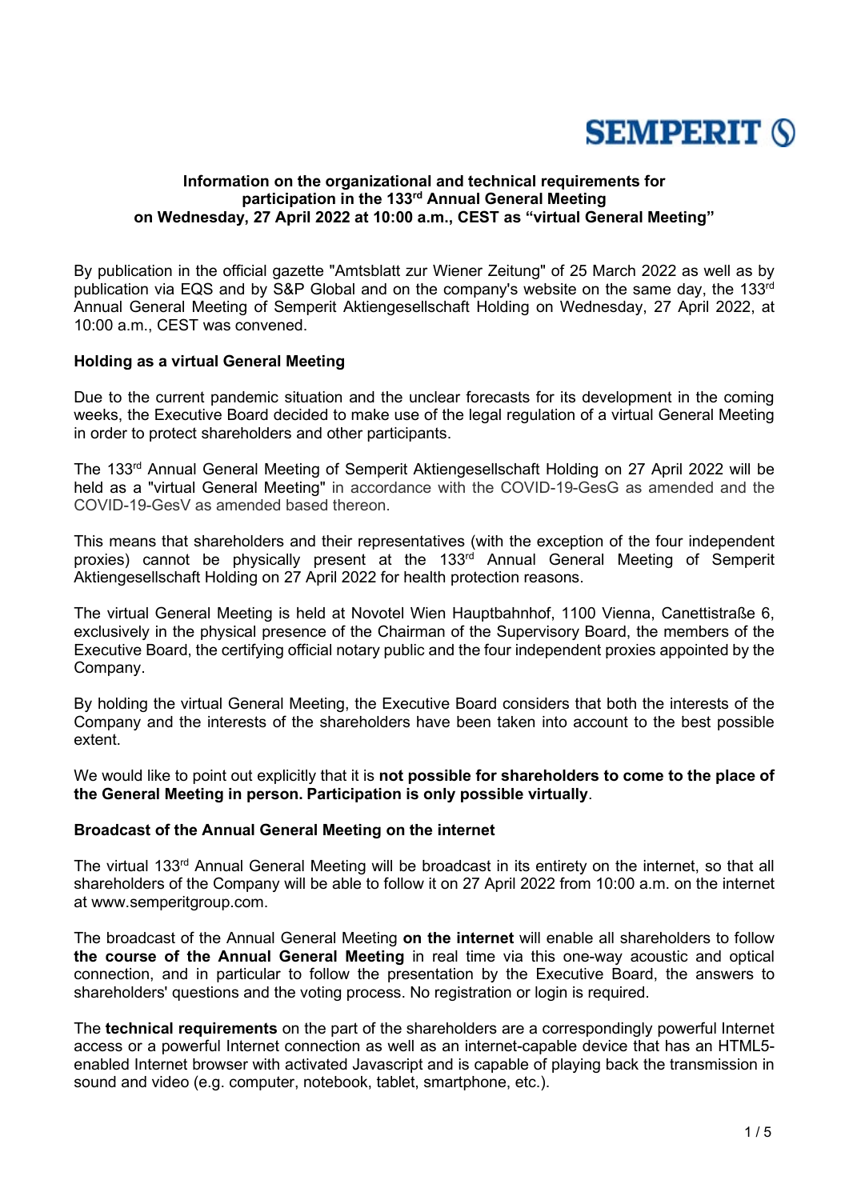**SEMPERIT**

# Information on the organizational and technical requirements for participation in the 133rd Annual General Meeting on Wednesday, 27 April 2022 at 10:00 a.m., CEST as "virtual General Meeting"

By publication in the official gazette "Amtsblatt zur Wiener Zeitung" of 25 March 2022 as well as by publication via EQS and by S&P Global and on the company's website on the same day, the 133rd Annual General Meeting of Semperit Aktiengesellschaft Holding on Wednesday, 27 April 2022, at 10:00 a.m., CEST was convened.

## Holding as a virtual General Meeting

Due to the current pandemic situation and the unclear forecasts for its development in the coming weeks, the Executive Board decided to make use of the legal regulation of a virtual General Meeting in order to protect shareholders and other participants.

The 133rd Annual General Meeting of Semperit Aktiengesellschaft Holding on 27 April 2022 will be held as a "virtual General Meeting" in accordance with the COVID-19-GesG as amended and the COVID-19-GesV as amended based thereon.

This means that shareholders and their representatives (with the exception of the four independent proxies) cannot be physically present at the 133rd Annual General Meeting of Semperit Aktiengesellschaft Holding on 27 April 2022 for health protection reasons.

The virtual General Meeting is held at Novotel Wien Hauptbahnhof, 1100 Vienna, Canettistraße 6, exclusively in the physical presence of the Chairman of the Supervisory Board, the members of the Executive Board, the certifying official notary public and the four independent proxies appointed by the Company.

By holding the virtual General Meeting, the Executive Board considers that both the interests of the Company and the interests of the shareholders have been taken into account to the best possible extent.

We would like to point out explicitly that it is **not possible for shareholders to come to the place of the General Meeting in person. Participation is only possible virtually**.

## Broadcast of the Annual General Meeting on the internet

The virtual 133rd Annual General Meeting will be broadcast in its entirety on the internet, so that all shareholders of the Company will be able to follow it on 27 April 2022 from 10:00 a.m. on the internet at www.semperitgroup.com.

The broadcast of the Annual General Meeting **on the internet** will enable all shareholders to follow **the course of the Annual General Meeting** in real time via this one-way acoustic and optical connection, and in particular to follow the presentation by the Executive Board, the answers to shareholders' questions and the voting process. No registration or login is required.

The **technical requirements** on the part of the shareholders are a correspondingly powerful Internet access or a powerful Internet connection as well as an internet-capable device that has an HTML5-enabled Internet browser with activated Javascript and is capable of playing back the transmission in sound and video (e.g. computer, notebook, tablet, smartphone, etc.).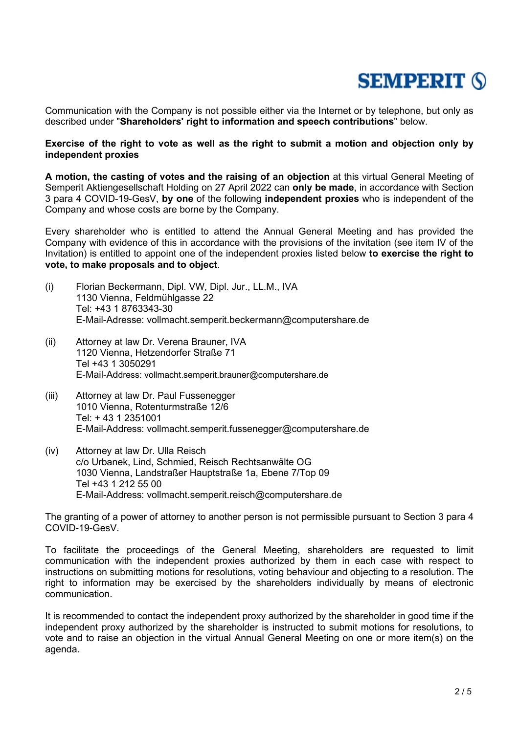Communication with the Company is not possible either via the Internet or by telephone, but only as described under "**Shareholders' right to information and speech contributions**" below.

**Exercise of the right to vote as well as the right to submit a motion and objection only by independent proxies**

**A motion, the casting of votes and the raising of an objection** at this virtual General Meeting of Semperit Aktiengesellschaft Holding on 27 April 2022 can **only be made**, in accordance with Section 3 para 4 COVID-19-GesV, **by one** of the following **independent proxies** who is independent of the Company and whose costs are borne by the Company.

Every shareholder who is entitled to attend the Annual General Meeting and has provided the Company with evidence of this in accordance with the provisions of the invitation (see item IV of the Invitation) is entitled to appoint one of the independent proxies listed below **to exercise the right to vote, to make proposals and to object**.

(i) Florian Beckermann, Dipl. VW, Dipl. Jur., LL.M., IVA
1130 Vienna, Feldmühlgasse 22
Tel: +43 1 8763343-30
E-Mail-Adresse: vollmacht.semperit.beckermann@computershare.de

(ii) Attorney at law Dr. Verena Brauner, IVA
1120 Vienna, Hetzendorfer Straße 71
Tel +43 1 3050291
E-Mail-Address: vollmacht.semperit.brauner@computershare.de

(iii) Attorney at law Dr. Paul Fussenegger
1010 Vienna, Rotenturmstraße 12/6
Tel: + 43 1 2351001
E-Mail-Address: vollmacht.semperit.fussenegger@computershare.de

(iv) Attorney at law Dr. Ulla Reisch
c/o Urbanek, Lind, Schmied, Reisch Rechtsanwälte OG
1030 Vienna, Landstraßer Hauptstraße 1a, Ebene 7/Top 09
Tel +43 1 212 55 00
E-Mail-Address: vollmacht.semperit.reisch@computershare.de

The granting of a power of attorney to another person is not permissible pursuant to Section 3 para 4 COVID-19-GesV.

To facilitate the proceedings of the General Meeting, shareholders are requested to limit communication with the independent proxies authorized by them in each case with respect to instructions on submitting motions for resolutions, voting behaviour and objecting to a resolution. The right to information may be exercised by the shareholders individually by means of electronic communication.

It is recommended to contact the independent proxy authorized by the shareholder in good time if the independent proxy authorized by the shareholder is instructed to submit motions for resolutions, to vote and to raise an objection in the virtual Annual General Meeting on one or more item(s) on the agenda.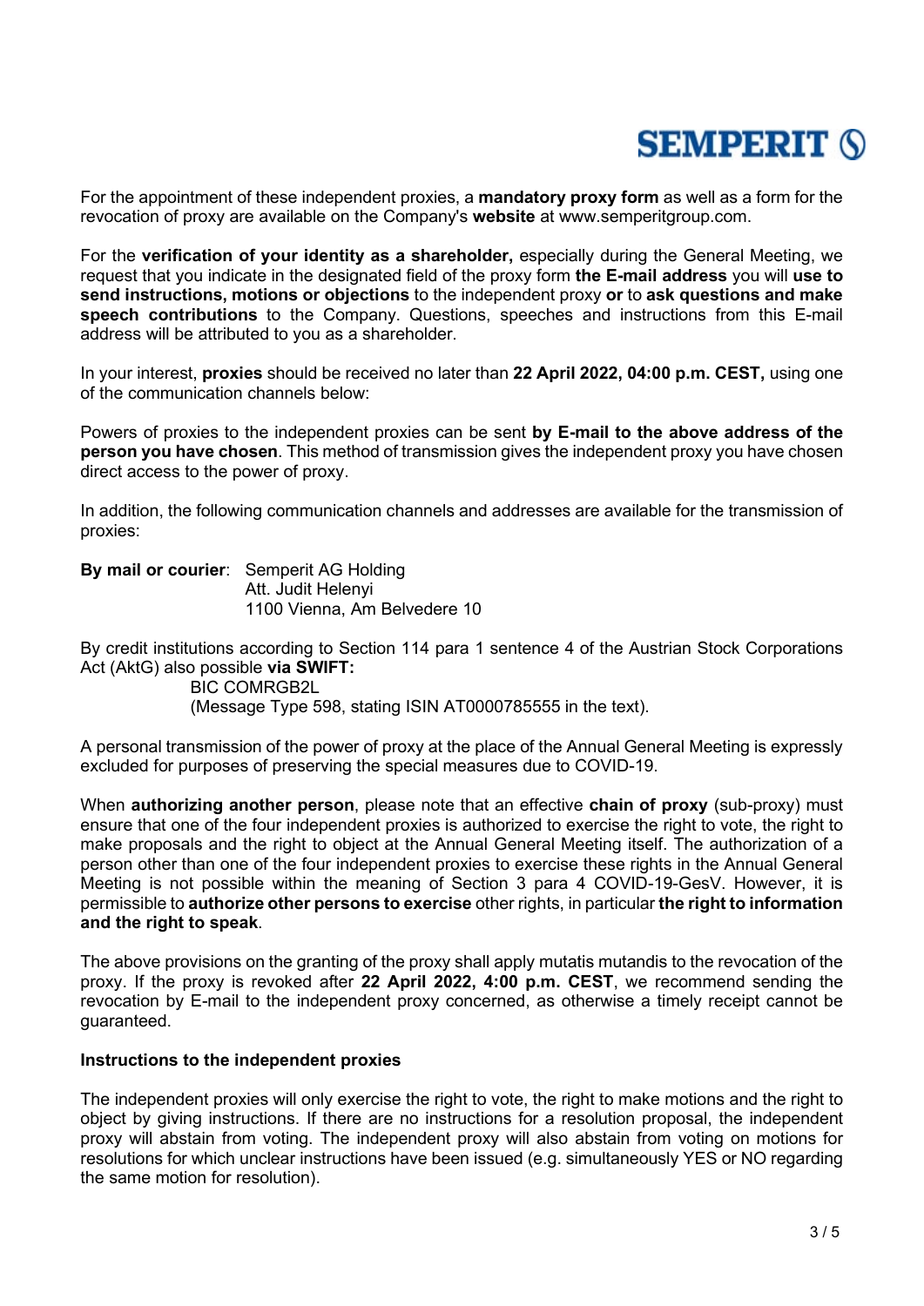For the appointment of these independent proxies, a **mandatory proxy form** as well as a form for the revocation of proxy are available on the Company's **website** at www.semperitgroup.com.

For the **verification of your identity as a shareholder,** especially during the General Meeting, we request that you indicate in the designated field of the proxy form **the E-mail address** you will **use to send instructions, motions or objections** to the independent proxy **or** to **ask questions and make speech contributions** to the Company. Questions, speeches and instructions from this E-mail address will be attributed to you as a shareholder.

In your interest, **proxies** should be received no later than **22 April 2022, 04:00 p.m. CEST,** using one of the communication channels below:

Powers of proxies to the independent proxies can be sent **by E-mail to the above address of the person you have chosen**. This method of transmission gives the independent proxy you have chosen direct access to the power of proxy.

In addition, the following communication channels and addresses are available for the transmission of proxies:

**By mail or courier**: Semperit AG Holding
Att. Judit Helenyi
1100 Vienna, Am Belvedere 10

By credit institutions according to Section 114 para 1 sentence 4 of the Austrian Stock Corporations Act (AktG) also possible **via SWIFT:**
BIC COMRGB2L
(Message Type 598, stating ISIN AT0000785555 in the text).

A personal transmission of the power of proxy at the place of the Annual General Meeting is expressly excluded for purposes of preserving the special measures due to COVID-19.

When **authorizing another person**, please note that an effective **chain of proxy** (sub-proxy) must ensure that one of the four independent proxies is authorized to exercise the right to vote, the right to make proposals and the right to object at the Annual General Meeting itself. The authorization of a person other than one of the four independent proxies to exercise these rights in the Annual General Meeting is not possible within the meaning of Section 3 para 4 COVID-19-GesV. However, it is permissible to **authorize other persons to exercise** other rights, in particular **the right to information and the right to speak**.

The above provisions on the granting of the proxy shall apply mutatis mutandis to the revocation of the proxy. If the proxy is revoked after **22 April 2022, 4:00 p.m. CEST**, we recommend sending the revocation by E-mail to the independent proxy concerned, as otherwise a timely receipt cannot be guaranteed.

**Instructions to the independent proxies**

The independent proxies will only exercise the right to vote, the right to make motions and the right to object by giving instructions. If there are no instructions for a resolution proposal, the independent proxy will abstain from voting. The independent proxy will also abstain from voting on motions for resolutions for which unclear instructions have been issued (e.g. simultaneously YES or NO regarding the same motion for resolution).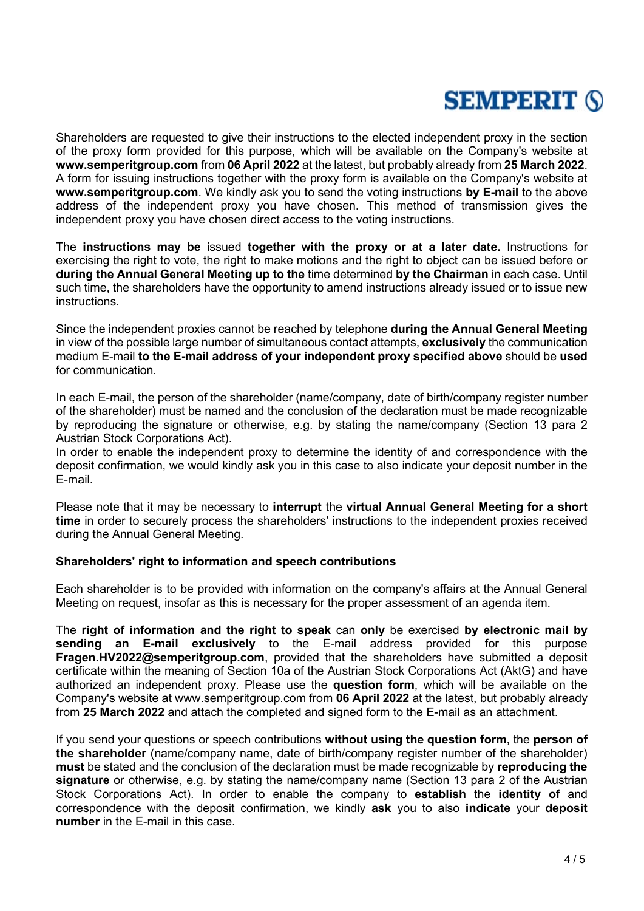Shareholders are requested to give their instructions to the elected independent proxy in the section of the proxy form provided for this purpose, which will be available on the Company's website at **www.semperitgroup.com** from **06 April 2022** at the latest, but probably already from **25 March 2022**. A form for issuing instructions together with the proxy form is available on the Company's website at **www.semperitgroup.com**. We kindly ask you to send the voting instructions **by E-mail** to the above address of the independent proxy you have chosen. This method of transmission gives the independent proxy you have chosen direct access to the voting instructions.

The **instructions may be** issued **together with the proxy or at a later date.** Instructions for exercising the right to vote, the right to make motions and the right to object can be issued before or **during the Annual General Meeting up to the** time determined **by the Chairman** in each case. Until such time, the shareholders have the opportunity to amend instructions already issued or to issue new instructions.

Since the independent proxies cannot be reached by telephone **during the Annual General Meeting** in view of the possible large number of simultaneous contact attempts, **exclusively** the communication medium E-mail **to the E-mail address of your independent proxy specified above** should be **used** for communication.

In each E-mail, the person of the shareholder (name/company, date of birth/company register number of the shareholder) must be named and the conclusion of the declaration must be made recognizable by reproducing the signature or otherwise, e.g. by stating the name/company (Section 13 para 2 Austrian Stock Corporations Act).
In order to enable the independent proxy to determine the identity of and correspondence with the deposit confirmation, we would kindly ask you in this case to also indicate your deposit number in the E-mail.

Please note that it may be necessary to **interrupt** the **virtual Annual General Meeting for a short time** in order to securely process the shareholders' instructions to the independent proxies received during the Annual General Meeting.

**Shareholders' right to information and speech contributions**

Each shareholder is to be provided with information on the company's affairs at the Annual General Meeting on request, insofar as this is necessary for the proper assessment of an agenda item.

The **right of information and the right to speak** can **only** be exercised **by electronic mail by sending an E-mail exclusively** to the E-mail address provided for this purpose **Fragen.HV2022@semperitgroup.com**, provided that the shareholders have submitted a deposit certificate within the meaning of Section 10a of the Austrian Stock Corporations Act (AktG) and have authorized an independent proxy. Please use the **question form**, which will be available on the Company's website at www.semperitgroup.com from **06 April 2022** at the latest, but probably already from **25 March 2022** and attach the completed and signed form to the E-mail as an attachment.

If you send your questions or speech contributions **without using the question form**, the **person of the shareholder** (name/company name, date of birth/company register number of the shareholder) **must** be stated and the conclusion of the declaration must be made recognizable by **reproducing the signature** or otherwise, e.g. by stating the name/company name (Section 13 para 2 of the Austrian Stock Corporations Act). In order to enable the company to **establish** the **identity of** and correspondence with the deposit confirmation, we kindly **ask** you to also **indicate** your **deposit number** in the E-mail in this case.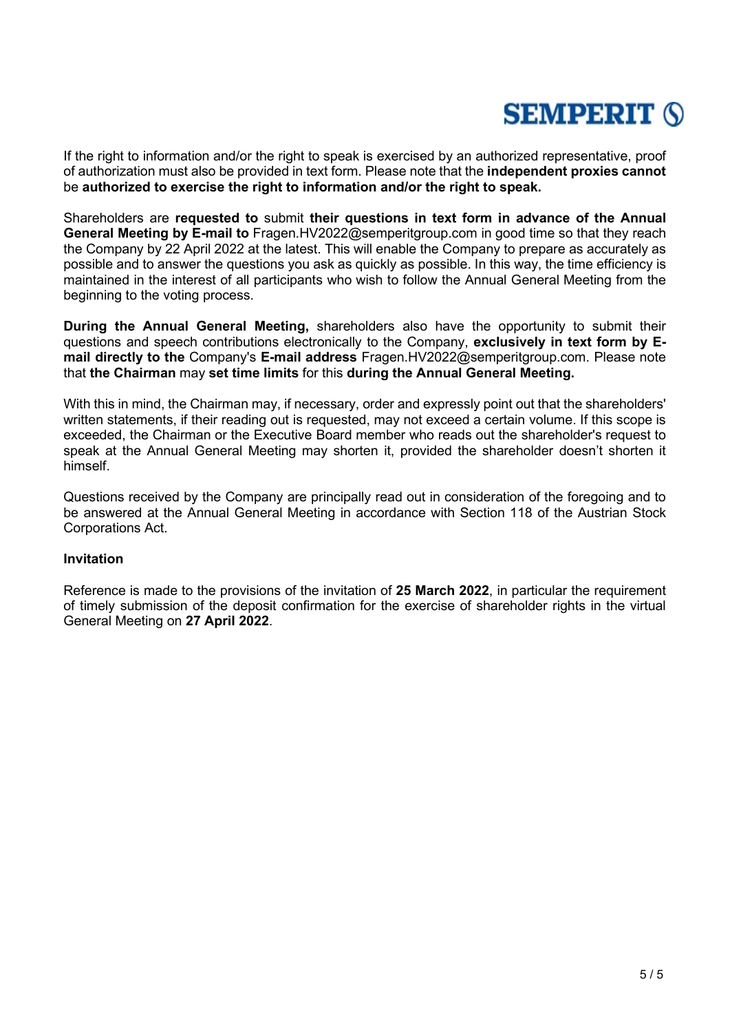If the right to information and/or the right to speak is exercised by an authorized representative, proof of authorization must also be provided in text form. Please note that the **independent proxies cannot** be **authorized to exercise the right to information and/or the right to speak.**

Shareholders are **requested to** submit **their questions in text form in advance of the Annual General Meeting by E-mail to** Fragen.HV2022@semperitgroup.com in good time so that they reach the Company by 22 April 2022 at the latest. This will enable the Company to prepare as accurately as possible and to answer the questions you ask as quickly as possible. In this way, the time efficiency is maintained in the interest of all participants who wish to follow the Annual General Meeting from the beginning to the voting process.

**During the Annual General Meeting,** shareholders also have the opportunity to submit their questions and speech contributions electronically to the Company, **exclusively in text form by E-mail directly to the** Company's **E-mail address** Fragen.HV2022@semperitgroup.com. Please note that **the Chairman** may **set time limits** for this **during the Annual General Meeting.**

With this in mind, the Chairman may, if necessary, order and expressly point out that the shareholders' written statements, if their reading out is requested, may not exceed a certain volume. If this scope is exceeded, the Chairman or the Executive Board member who reads out the shareholder's request to speak at the Annual General Meeting may shorten it, provided the shareholder doesn't shorten it himself.

Questions received by the Company are principally read out in consideration of the foregoing and to be answered at the Annual General Meeting in accordance with Section 118 of the Austrian Stock Corporations Act.

**Invitation**

Reference is made to the provisions of the invitation of **25 March 2022**, in particular the requirement of timely submission of the deposit confirmation for the exercise of shareholder rights in the virtual General Meeting on **27 April 2022**.